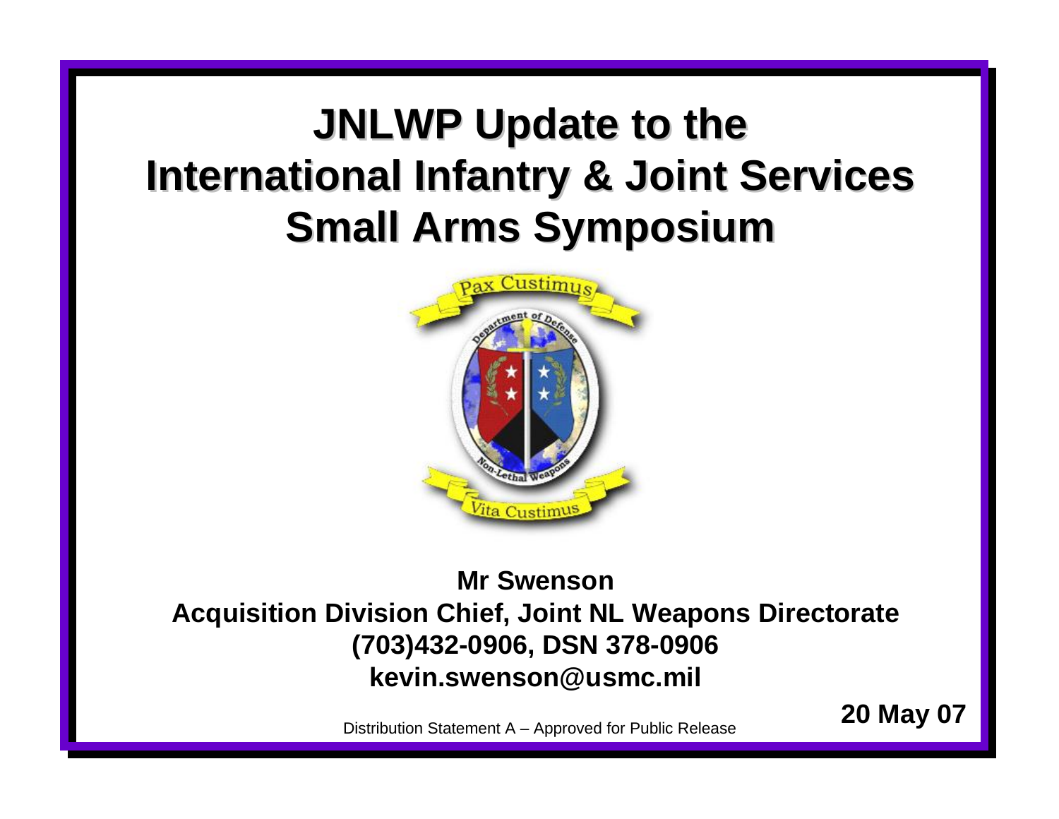# JNLWP Update to the International Infantry & Joint Services Small Arms Symposium

**Mr Swenson**
**Acquisition Division Chief, Joint NL Weapons Directorate**
**(703)432-0906, DSN 378-0906**
**kevin.swenson@usmc.mil**

Distribution Statement A – Approved for Public Release

**20 May 07**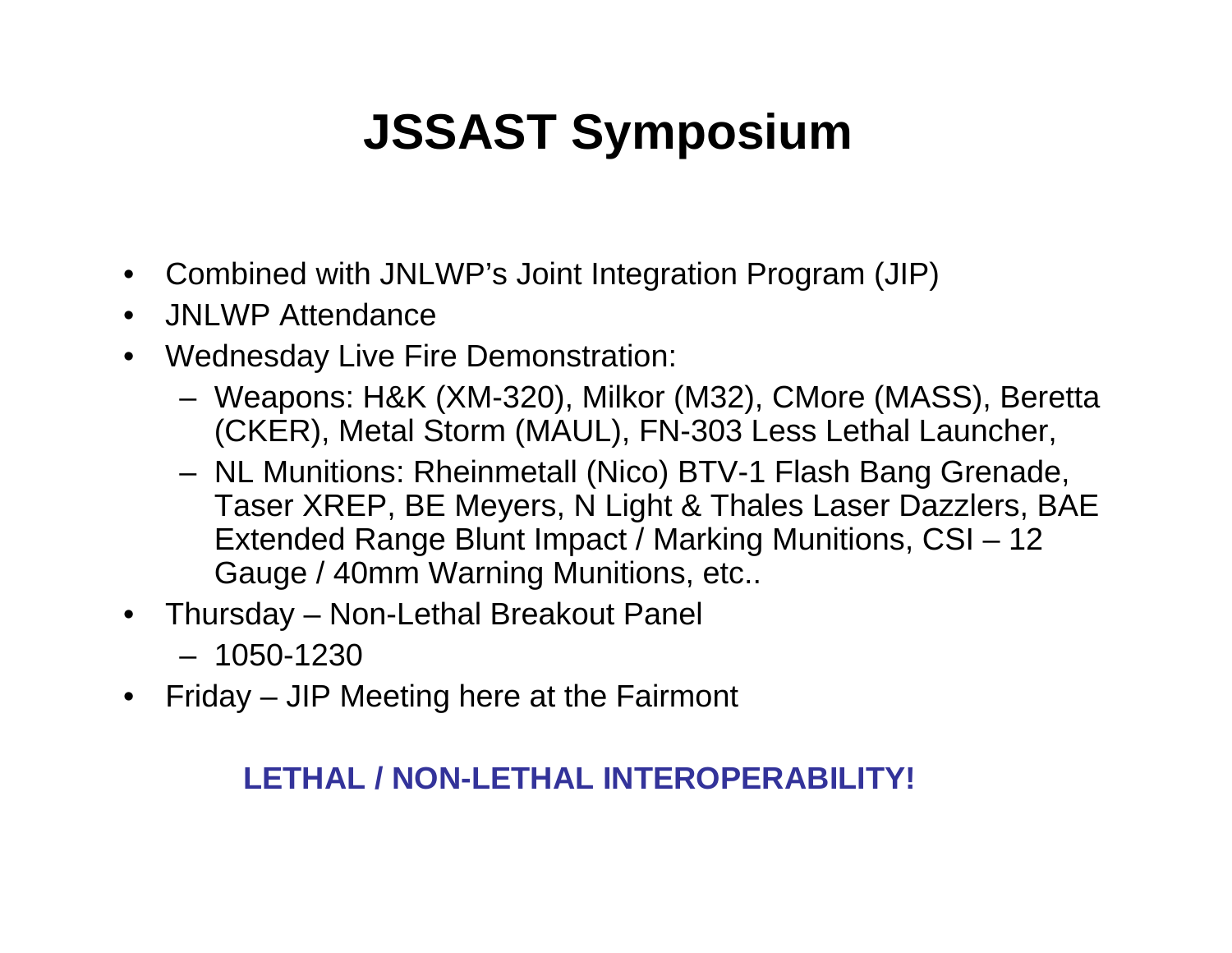# JSSAST Symposium

- Combined with JNLWP's Joint Integration Program (JIP)
- JNLWP Attendance
- Wednesday Live Fire Demonstration:
  - Weapons: H&K (XM-320), Milkor (M32), CMore (MASS), Beretta (CKER), Metal Storm (MAUL), FN-303 Less Lethal Launcher,
  - NL Munitions: Rheinmetall (Nico) BTV-1 Flash Bang Grenade, Taser XREP, BE Meyers, N Light & Thales Laser Dazzlers, BAE Extended Range Blunt Impact / Marking Munitions, CSI – 12 Gauge / 40mm Warning Munitions, etc..
- Thursday – Non-Lethal Breakout Panel
  - 1050-1230
- Friday – JIP Meeting here at the Fairmont

**LETHAL / NON-LETHAL INTEROPERABILITY!**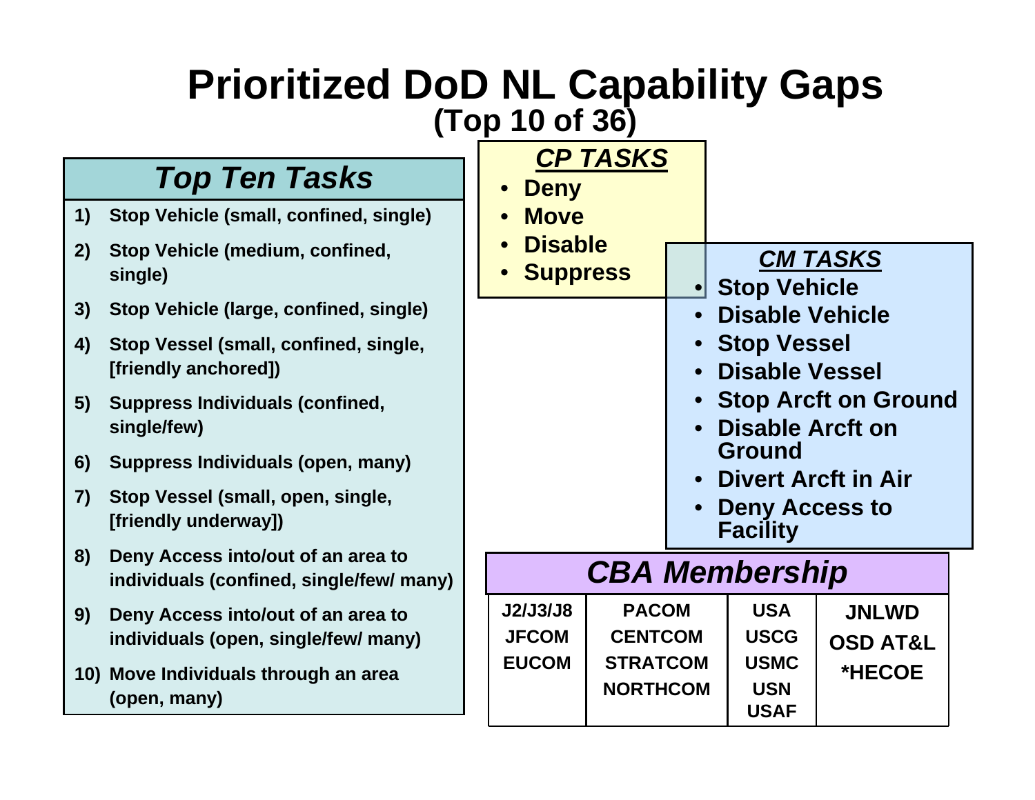# Prioritized DoD NL Capability Gaps
## (Top 10 of 36)

## *Top Ten Tasks*

1) **Stop Vehicle (small, confined, single)**
2) **Stop Vehicle (medium, confined, single)**
3) **Stop Vehicle (large, confined, single)**
4) **Stop Vessel (small, confined, single, [friendly anchored])**
5) **Suppress Individuals (confined, single/few)**
6) **Suppress Individuals (open, many)**
7) **Stop Vessel (small, open, single, [friendly underway])**
8) **Deny Access into/out of an area to individuals (confined, single/few/ many)**
9) **Deny Access into/out of an area to individuals (open, single/few/ many)**
10) **Move Individuals through an area (open, many)**

### *CP TASKS*

- **Deny**
- **Move**
- **Disable**
- **Suppress**

### *CM TASKS*

- **Stop Vehicle**
- **Disable Vehicle**
- **Stop Vessel**
- **Disable Vessel**
- **Stop Arcft on Ground**
- **Disable Arcft on Ground**
- **Divert Arcft in Air**
- **Deny Access to Facility**

## *CBA Membership*

| | | | |
|---|---|---|---|
| J2/J3/J8 | PACOM | USA | JNLWD |
| JFCOM | CENTCOM | USCG | OSD AT&L |
| EUCOM | STRATCOM | USMC | *HECOE |
| | NORTHCOM | USN | |
| | | USAF | |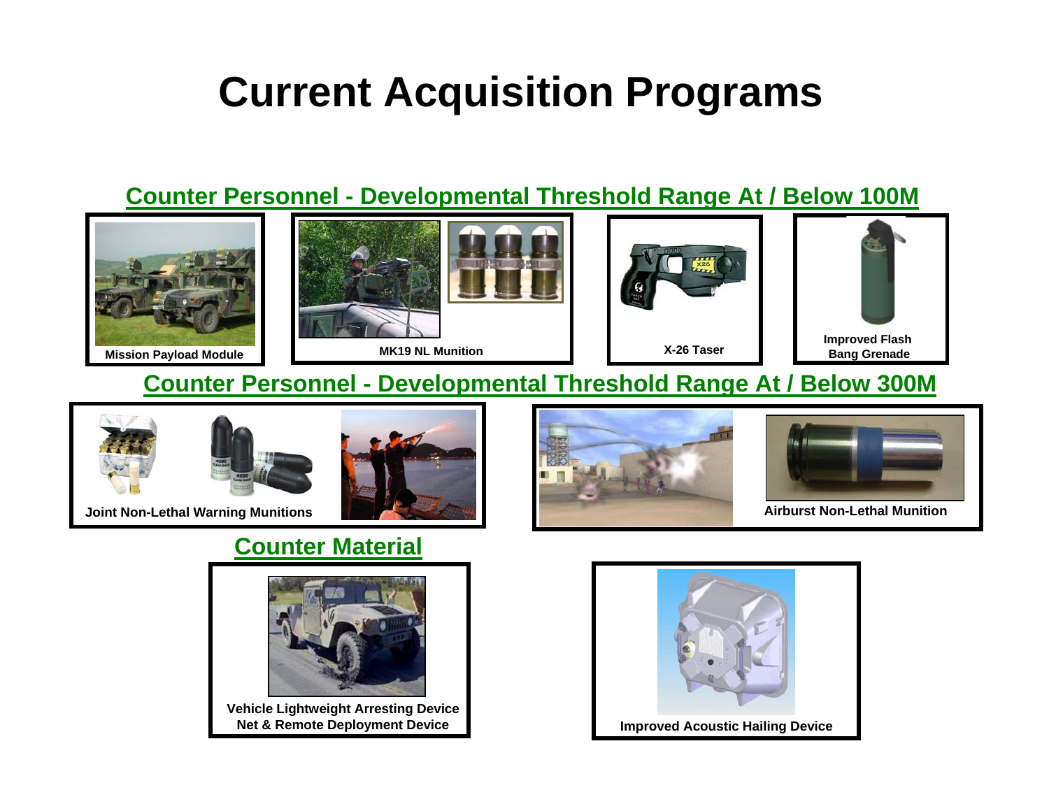# Current Acquisition Programs

## Counter Personnel - Developmental Threshold Range At / Below 100M

Mission Payload Module

MK19 NL Munition

X-26 Taser

Improved Flash Bang Grenade

## Counter Personnel - Developmental Threshold Range At / Below 300M

Joint Non-Lethal Warning Munitions

Airburst Non-Lethal Munition

## Counter Material

Vehicle Lightweight Arresting Device Net & Remote Deployment Device

Improved Acoustic Hailing Device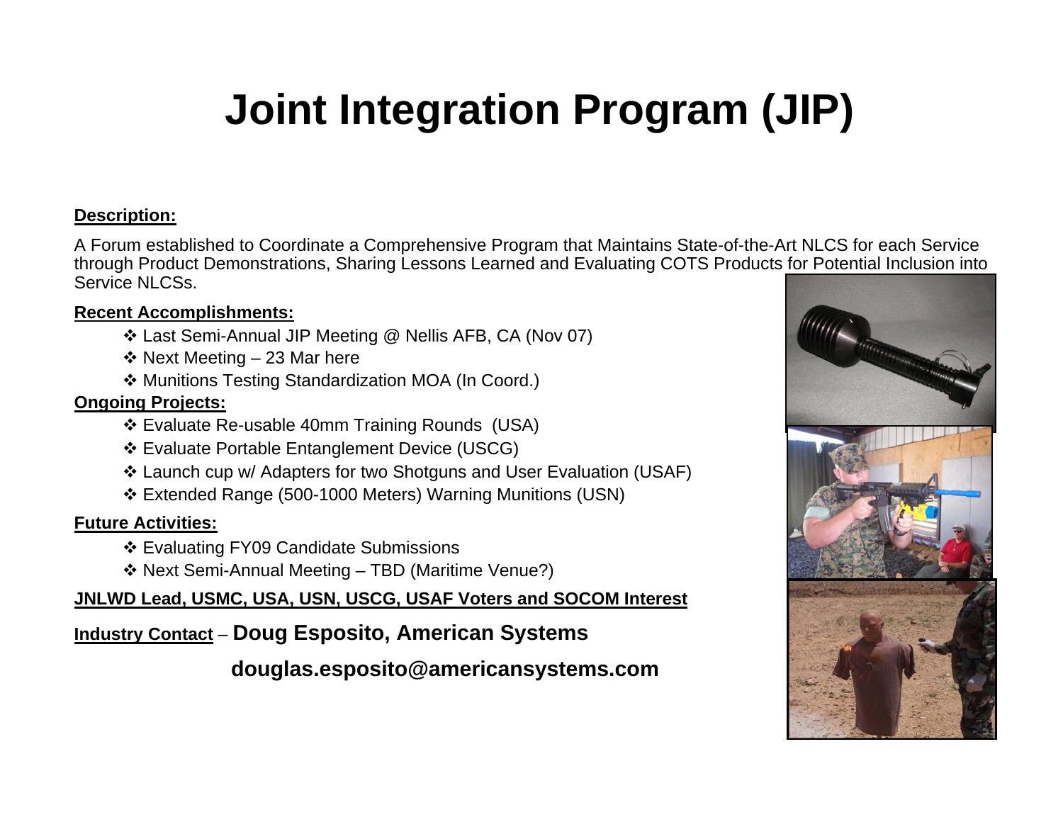# Joint Integration Program (JIP)

**Description:**

A Forum established to Coordinate a Comprehensive Program that Maintains State-of-the-Art NLCS for each Service through Product Demonstrations, Sharing Lessons Learned and Evaluating COTS Products for Potential Inclusion into Service NLCSs.

**Recent Accomplishments:**

- ❖ Last Semi-Annual JIP Meeting @ Nellis AFB, CA (Nov 07)
- ❖ Next Meeting – 23 Mar here
- ❖ Munitions Testing Standardization MOA (In Coord.)

**Ongoing Projects:**

- ❖ Evaluate Re-usable 40mm Training Rounds (USA)
- ❖ Evaluate Portable Entanglement Device (USCG)
- ❖ Launch cup w/ Adapters for two Shotguns and User Evaluation (USAF)
- ❖ Extended Range (500-1000 Meters) Warning Munitions (USN)

**Future Activities:**

- ❖ Evaluating FY09 Candidate Submissions
- ❖ Next Semi-Annual Meeting – TBD (Maritime Venue?)

**JNLWD Lead, USMC, USA, USN, USCG, USAF Voters and SOCOM Interest**

**Industry Contact** – **Doug Esposito, American Systems**

**douglas.esposito@americansystems.com**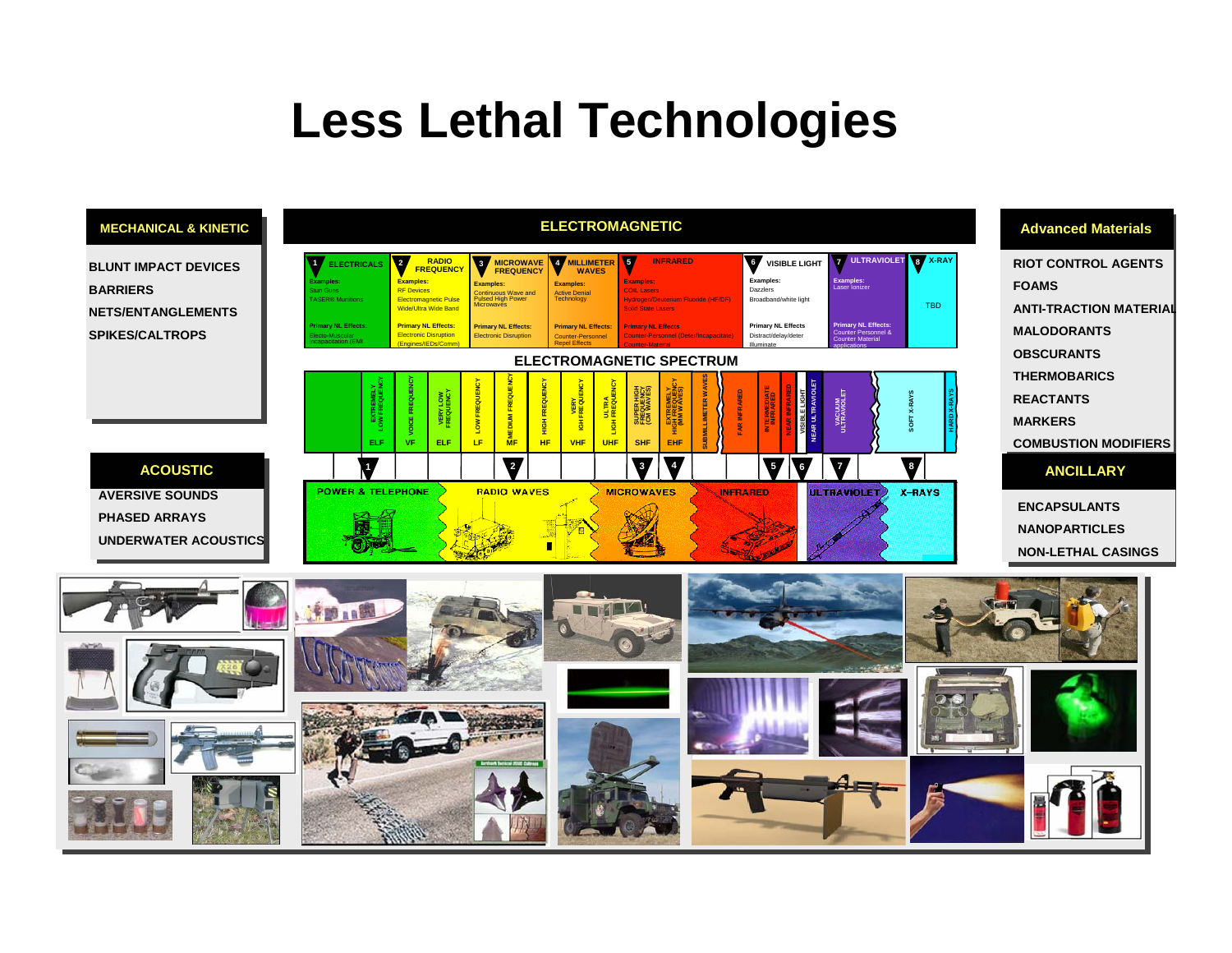# Less Lethal Technologies

## MECHANICAL & KINETIC

- BLUNT IMPACT DEVICES
- BARRIERS
- NETS/ENTANGLEMENTS
- SPIKES/CALTROPS

## ACOUSTIC

- AVERSIVE SOUNDS
- PHASED ARRAYS
- UNDERWATER ACOUSTICS

## ELECTROMAGNETIC

| 1 ELECTRICALS | 2 RADIO FREQUENCY | 3 MICROWAVE FREQUENCY | 4 MILLIMETER WAVES | 5 INFRARED | 6 VISIBLE LIGHT | 7 ULTRAVIOLET | 8 X-RAY |
|---|---|---|---|---|---|---|---|
| Examples: Stun Guns, TASER® Munitions | Examples: RF Devices, Electromagnetic Pulse, Wide/Ultra Wide Band | Examples: Continuous Wave and Pulsed High Power Microwaves | Examples: Active Denial Technology | Examples: COIL Lasers, Hydrogen/Deuterium Fluoride (HF/DF), Solid State Lasers | Examples: Dazzlers, Broadband/white light | Examples: Laser Ionizer | TBD |
| Primary NL Effects: Electo-Muscular Incapacitation (EMI | Primary NL Effects: Electronic Disruption (Engines/IEDs/Comm) | Primary NL Effects: Electronic Disruption | Primary NL Effects: Counter-Personnel Repel Effects | Primary NL Effects: Counter-Personnel (Deter/Incapacitate), Counter-Material | Primary NL Effects: Distract/delay/deter, Illuminate | Primary NL Effects: Counter Personnel & Counter Material applications | |

### ELECTROMAGNETIC SPECTRUM

ELF (EXTREMELY LOW FREQUENCY), VF (VOICE FREQUENCY), ELF (VERY LOW FREQUENCY), LF (LOW FREQUENCY), MF (MEDIUM FREQUENCY), HF (HIGH FREQUENCY), VHF (VERY HIGH FREQUENCY), UHF (ULTRA HIGH FREQUENCY), SHF (SUPER HIGH FREQUENCY (CM WAVES)), EHF (EXTREMELY HIGH FREQUENCY (MM WAVES)), SUBMILLIMETER WAVES, FAR INFRARED, INTERMEDIATE INFRARED, NEAR INFRARED, VISIBLE LIGHT, NEAR ULTRAVIOLET, VACUUM ULTRAVIOLET, SOFT X-RAYS, HARD X-RAYS

POWER & TELEPHONE — RADIO WAVES — MICROWAVES — INFRARED — ULTRAVIOLET — X-RAYS

## Advanced Materials

- RIOT CONTROL AGENTS
- FOAMS
- ANTI-TRACTION MATERIAL
- MALODORANTS
- OBSCURANTS
- THERMOBARICS
- REACTANTS
- MARKERS
- COMBUSTION MODIFIERS

## ANCILLARY

- ENCAPSULANTS
- NANOPARTICLES
- NON-LETHAL CASINGS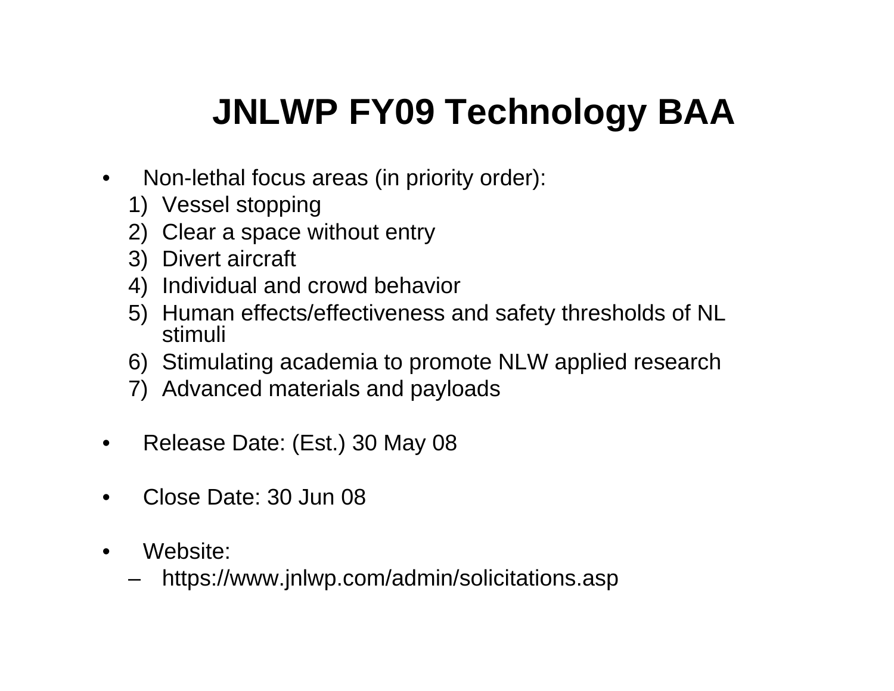# JNLWP FY09 Technology BAA

- Non-lethal focus areas (in priority order):
  1) Vessel stopping
  2) Clear a space without entry
  3) Divert aircraft
  4) Individual and crowd behavior
  5) Human effects/effectiveness and safety thresholds of NL stimuli
  6) Stimulating academia to promote NLW applied research
  7) Advanced materials and payloads

- Release Date: (Est.) 30 May 08

- Close Date: 30 Jun 08

- Website:
  - https://www.jnlwp.com/admin/solicitations.asp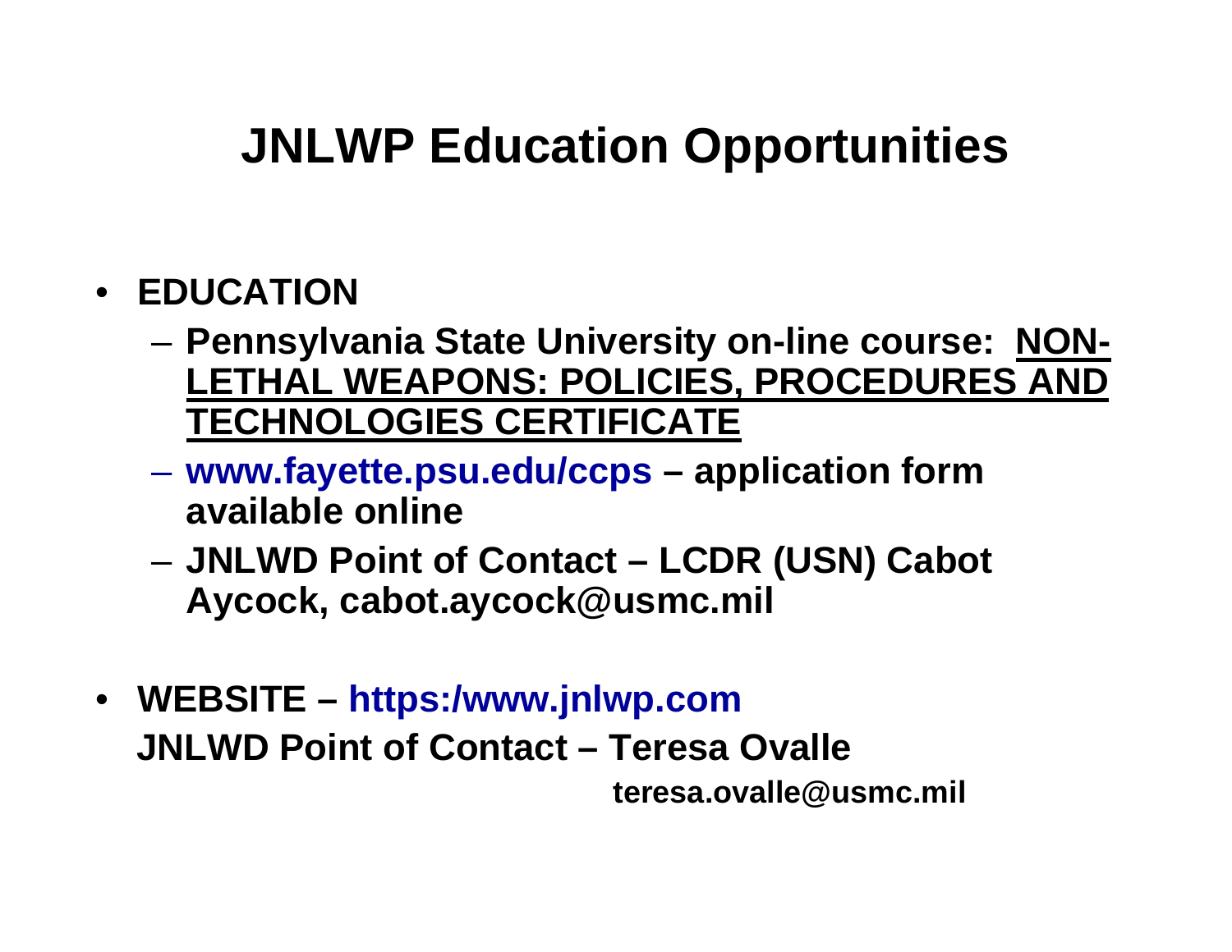# JNLWP Education Opportunities

- **EDUCATION**
  - **Pennsylvania State University on-line course: <u>NON-LETHAL WEAPONS: POLICIES, PROCEDURES AND TECHNOLOGIES CERTIFICATE</u>**
  - **www.fayette.psu.edu/ccps – application form available online**
  - **JNLWD Point of Contact – LCDR (USN) Cabot Aycock, cabot.aycock@usmc.mil**

- **WEBSITE – https:/www.jnlwp.com**
  **JNLWD Point of Contact – Teresa Ovalle**
  **teresa.ovalle@usmc.mil**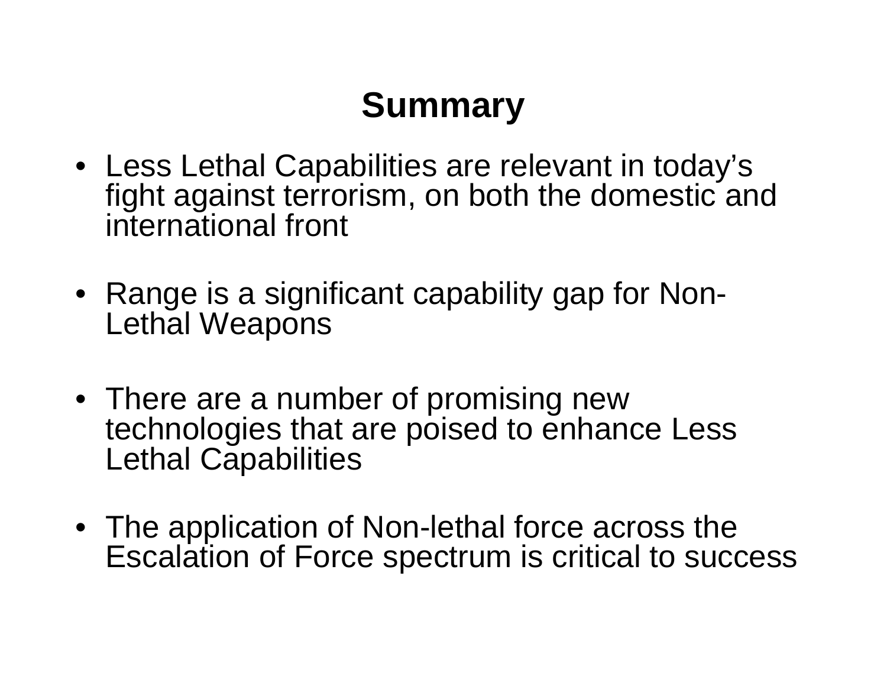# Summary

- Less Lethal Capabilities are relevant in today's fight against terrorism, on both the domestic and international front
- Range is a significant capability gap for Non-Lethal Weapons
- There are a number of promising new technologies that are poised to enhance Less Lethal Capabilities
- The application of Non-lethal force across the Escalation of Force spectrum is critical to success